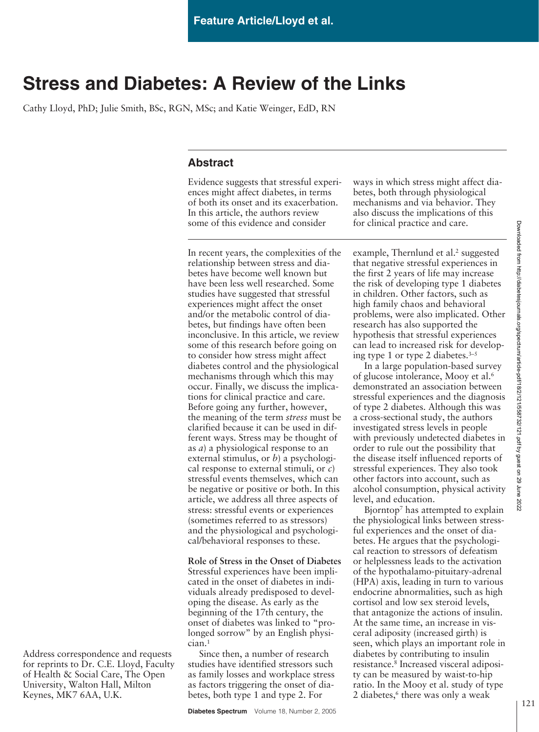# Stress and Diabetes: A Review of the Links

Cathy Lloyd, PhD; Julie Smith, BSc, RGN, MSc; and Katie Weinger, EdD, RN

## Abstract

Evidence suggests that stressful experiences might affect diabetes, in terms of both its onset and its exacerbation. In this article, the authors review some of this evidence and consider ways in which stress might affect diabetes, both through physiological mechanisms and via behavior. They also discuss the implications of this for clinical practice and care.

In recent years, the complexities of the relationship between stress and diabetes have become well known but have been less well researched. Some studies have suggested that stressful experiences might affect the onset and/or the metabolic control of diabetes, but findings have often been inconclusive. In this article, we review some of this research before going on to consider how stress might affect diabetes control and the physiological mechanisms through which this may occur. Finally, we discuss the implications for clinical practice and care. Before going any further, however, the meaning of the term *stress* must be clarified because it can be used in different ways. Stress may be thought of as *a*) a physiological response to an external stimulus, or *b*) a psychological response to external stimuli, or *c*) stressful events themselves, which can be negative or positive or both. In this article, we address all three aspects of stress: stressful events or experiences (sometimes referred to as stressors) and the physiological and psychological/behavioral responses to these.

**Role of Stress in the Onset of Diabetes**

Stressful experiences have been implicated in the onset of diabetes in individuals already predisposed to developing the disease. As early as the beginning of the 17th century, the onset of diabetes was linked to "prolonged sorrow" by an English physician.[1]

Since then, a number of research studies have identified stressors such as family losses and workplace stress as factors triggering the onset of diabetes, both type 1 and type 2. For example, Thernlund et al.[2] suggested that negative stressful experiences in the first 2 years of life may increase the risk of developing type 1 diabetes in children. Other factors, such as high family chaos and behavioral problems, were also implicated. Other research has also supported the hypothesis that stressful experiences can lead to increased risk for developing type 1 or type 2 diabetes.[3–5]

In a large population-based survey of glucose intolerance, Mooy et al.[6] demonstrated an association between stressful experiences and the diagnosis of type 2 diabetes. Although this was a cross-sectional study, the authors investigated stress levels in people with previously undetected diabetes in order to rule out the possibility that the disease itself influenced reports of stressful experiences. They also took other factors into account, such as alcohol consumption, physical activity level, and education.

Bjorntop[7] has attempted to explain the physiological links between stressful experiences and the onset of diabetes. He argues that the psychological reaction to stressors of defeatism or helplessness leads to the activation of the hypothalamo-pituitary-adrenal (HPA) axis, leading in turn to various endocrine abnormalities, such as high cortisol and low sex steroid levels, that antagonize the actions of insulin. At the same time, an increase in visceral adiposity (increased girth) is seen, which plays an important role in diabetes by contributing to insulin resistance.[8] Increased visceral adiposity can be measured by waist-to-hip ratio. In the Mooy et al. study of type 2 diabetes,[6] there was only a weak

Address correspondence and requests for reprints to Dr. C.E. Lloyd, Faculty of Health & Social Care, The Open University, Walton Hall, Milton Keynes, MK7 6AA, U.K.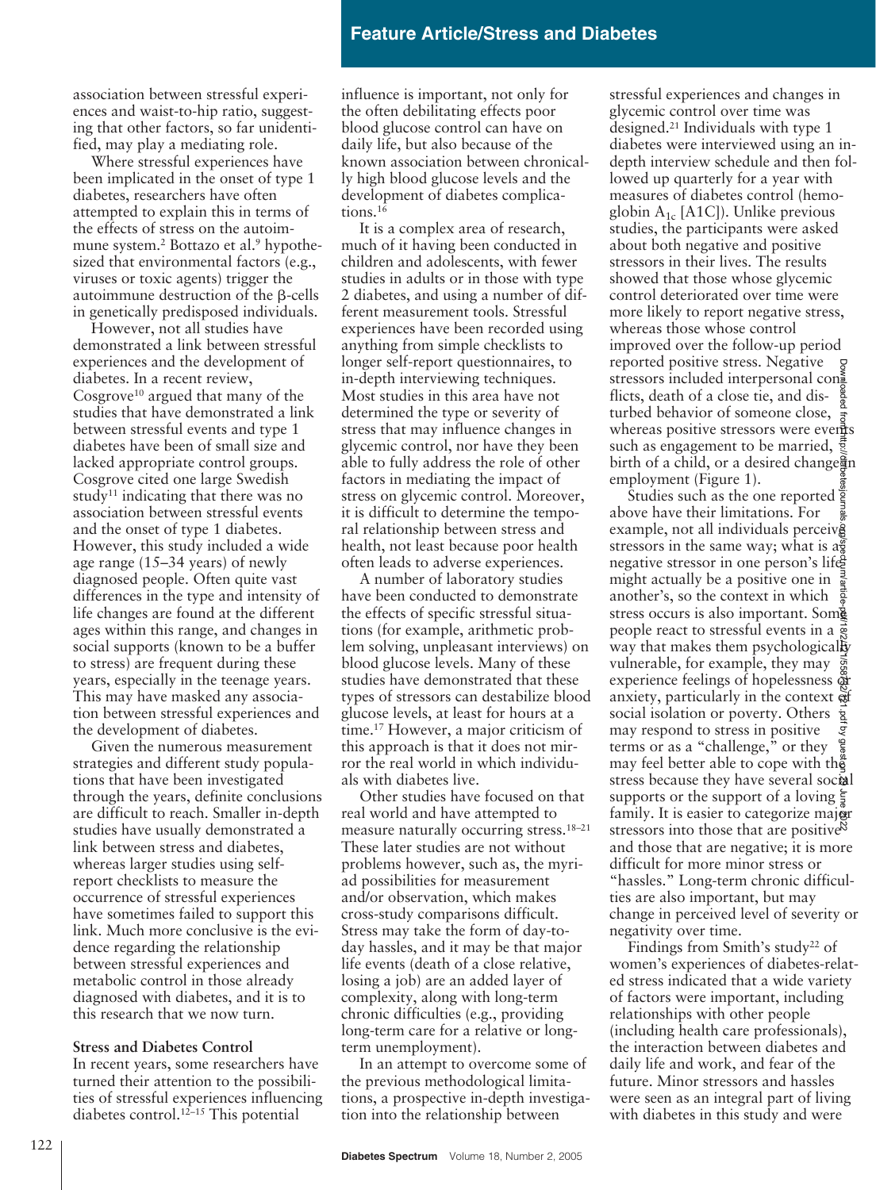association between stressful experiences and waist-to-hip ratio, suggesting that other factors, so far unidentified, may play a mediating role.

Where stressful experiences have been implicated in the onset of type 1 diabetes, researchers have often attempted to explain this in terms of the effects of stress on the autoimmune system.[2] Bottazo et al.[9] hypothesized that environmental factors (e.g., viruses or toxic agents) trigger the autoimmune destruction of the β-cells in genetically predisposed individuals.

However, not all studies have demonstrated a link between stressful experiences and the development of diabetes. In a recent review, Cosgrove[10] argued that many of the studies that have demonstrated a link between stressful events and type 1 diabetes have been of small size and lacked appropriate control groups. Cosgrove cited one large Swedish study[11] indicating that there was no association between stressful events and the onset of type 1 diabetes. However, this study included a wide age range (15–34 years) of newly diagnosed people. Often quite vast differences in the type and intensity of life changes are found at the different ages within this range, and changes in social supports (known to be a buffer to stress) are frequent during these years, especially in the teenage years. This may have masked any association between stressful experiences and the development of diabetes.

Given the numerous measurement strategies and different study populations that have been investigated through the years, definite conclusions are difficult to reach. Smaller in-depth studies have usually demonstrated a link between stress and diabetes, whereas larger studies using self-report checklists to measure the occurrence of stressful experiences have sometimes failed to support this link. Much more conclusive is the evidence regarding the relationship between stressful experiences and metabolic control in those already diagnosed with diabetes, and it is to this research that we now turn.

## Stress and Diabetes Control

In recent years, some researchers have turned their attention to the possibilities of stressful experiences influencing diabetes control.[12–15] This potential influence is important, not only for the often debilitating effects poor blood glucose control can have on daily life, but also because of the known association between chronically high blood glucose levels and the development of diabetes complications.[16]

It is a complex area of research, much of it having been conducted in children and adolescents, with fewer studies in adults or in those with type 2 diabetes, and using a number of different measurement tools. Stressful experiences have been recorded using anything from simple checklists to longer self-report questionnaires, to in-depth interviewing techniques. Most studies in this area have not determined the type or severity of stress that may influence changes in glycemic control, nor have they been able to fully address the role of other factors in mediating the impact of stress on glycemic control. Moreover, it is difficult to determine the temporal relationship between stress and health, not least because poor health often leads to adverse experiences.

A number of laboratory studies have been conducted to demonstrate the effects of specific stressful situations (for example, arithmetic problem solving, unpleasant interviews) on blood glucose levels. Many of these studies have demonstrated that these types of stressors can destabilize blood glucose levels, at least for hours at a time.[17] However, a major criticism of this approach is that it does not mirror the real world in which individuals with diabetes live.

Other studies have focused on that real world and have attempted to measure naturally occurring stress.[18–21] These later studies are not without problems however, such as, the myriad possibilities for measurement and/or observation, which makes cross-study comparisons difficult. Stress may take the form of day-to-day hassles, and it may be that major life events (death of a close relative, losing a job) are an added layer of complexity, along with long-term chronic difficulties (e.g., providing long-term care for a relative or long-term unemployment).

In an attempt to overcome some of the previous methodological limitations, a prospective in-depth investigation into the relationship between stressful experiences and changes in glycemic control over time was designed.[21] Individuals with type 1 diabetes were interviewed using an in-depth interview schedule and then followed up quarterly for a year with measures of diabetes control (hemoglobin $A_{1c}$ [A1C]). Unlike previous studies, the participants were asked about both negative and positive stressors in their lives. The results showed that those whose glycemic control deteriorated over time were more likely to report negative stress, whereas those whose control improved over the follow-up period reported positive stress. Negative stressors included interpersonal conflicts, death of a close tie, and disturbed behavior of someone close, whereas positive stressors were events such as engagement to be married, birth of a child, or a desired change in employment (Figure 1).

Studies such as the one reported above have their limitations. For example, not all individuals perceive stressors in the same way; what is a negative stressor in one person's life might actually be a positive one in another's, so the context in which stress occurs is also important. Some people react to stressful events in a way that makes them psychologically vulnerable, for example, they may experience feelings of hopelessness or anxiety, particularly in the context of social isolation or poverty. Others may respond to stress in positive terms or as a "challenge," or they may feel better able to cope with the stress because they have several social supports or the support of a loving family. It is easier to categorize major stressors into those that are positive and those that are negative; it is more difficult for more minor stress or "hassles." Long-term chronic difficulties are also important, but may change in perceived level of severity or negativity over time.

Findings from Smith's study[22] of women's experiences of diabetes-related stress indicated that a wide variety of factors were important, including relationships with other people (including health care professionals), the interaction between diabetes and daily life and work, and fear of the future. Minor stressors and hassles were seen as an integral part of living with diabetes in this study and were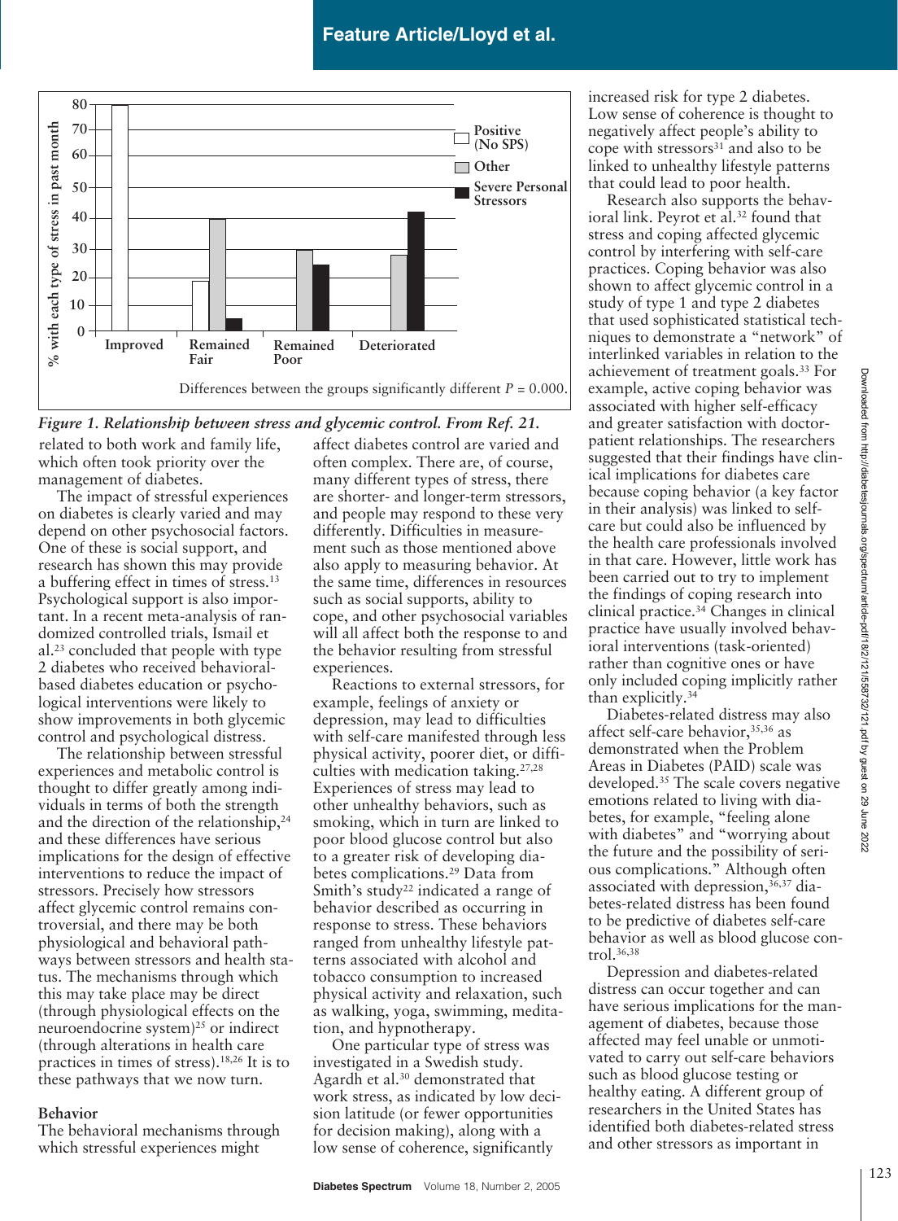Differences between the groups significantly different $P = 0.000$.

*Figure 1. Relationship between stress and glycemic control. From Ref. 21.*

related to both work and family life, which often took priority over the management of diabetes.

The impact of stressful experiences on diabetes is clearly varied and may depend on other psychosocial factors. One of these is social support, and research has shown this may provide a buffering effect in times of stress.[13] Psychological support is also important. In a recent meta-analysis of randomized controlled trials, Ismail et al.[23] concluded that people with type 2 diabetes who received behavioral-based diabetes education or psychological interventions were likely to show improvements in both glycemic control and psychological distress.

The relationship between stressful experiences and metabolic control is thought to differ greatly among individuals in terms of both the strength and the direction of the relationship,[24] and these differences have serious implications for the design of effective interventions to reduce the impact of stressors. Precisely how stressors affect glycemic control remains controversial, and there may be both physiological and behavioral pathways between stressors and health status. The mechanisms through which this may take place may be direct (through physiological effects on the neuroendocrine system)[25] or indirect (through alterations in health care practices in times of stress).[18,26] It is to these pathways that we now turn.

**Behavior**

The behavioral mechanisms through which stressful experiences might affect diabetes control are varied and often complex. There are, of course, many different types of stress, there are shorter- and longer-term stressors, and people may respond to these very differently. Difficulties in measurement such as those mentioned above also apply to measuring behavior. At the same time, differences in resources such as social supports, ability to cope, and other psychosocial variables will all affect both the response to and the behavior resulting from stressful experiences.

Reactions to external stressors, for example, feelings of anxiety or depression, may lead to difficulties with self-care manifested through less physical activity, poorer diet, or difficulties with medication taking.[27,28] Experiences of stress may lead to other unhealthy behaviors, such as smoking, which in turn are linked to poor blood glucose control but also to a greater risk of developing diabetes complications.[29] Data from Smith's study[22] indicated a range of behavior described as occurring in response to stress. These behaviors ranged from unhealthy lifestyle patterns associated with alcohol and tobacco consumption to increased physical activity and relaxation, such as walking, yoga, swimming, meditation, and hypnotherapy.

One particular type of stress was investigated in a Swedish study. Agardh et al.[30] demonstrated that work stress, as indicated by low decision latitude (or fewer opportunities for decision making), along with a low sense of coherence, significantly increased risk for type 2 diabetes. Low sense of coherence is thought to negatively affect people's ability to cope with stressors[31] and also to be linked to unhealthy lifestyle patterns that could lead to poor health.

Research also supports the behavioral link. Peyrot et al.[32] found that stress and coping affected glycemic control by interfering with self-care practices. Coping behavior was also shown to affect glycemic control in a study of type 1 and type 2 diabetes that used sophisticated statistical techniques to demonstrate a "network" of interlinked variables in relation to the achievement of treatment goals.[33] For example, active coping behavior was associated with higher self-efficacy and greater satisfaction with doctor-patient relationships. The researchers suggested that their findings have clinical implications for diabetes care because coping behavior (a key factor in their analysis) was linked to self-care but could also be influenced by the health care professionals involved in that care. However, little work has been carried out to try to implement the findings of coping research into clinical practice.[34] Changes in clinical practice have usually involved behavioral interventions (task-oriented) rather than cognitive ones or have only included coping implicitly rather than explicitly.[34]

Diabetes-related distress may also affect self-care behavior,[35,36] as demonstrated when the Problem Areas in Diabetes (PAID) scale was developed.[35] The scale covers negative emotions related to living with diabetes, for example, "feeling alone with diabetes" and "worrying about the future and the possibility of serious complications." Although often associated with depression,[36,37] diabetes-related distress has been found to be predictive of diabetes self-care behavior as well as blood glucose control.[36,38]

Depression and diabetes-related distress can occur together and can have serious implications for the management of diabetes, because those affected may feel unable or unmotivated to carry out self-care behaviors such as blood glucose testing or healthy eating. A different group of researchers in the United States has identified both diabetes-related stress and other stressors as important in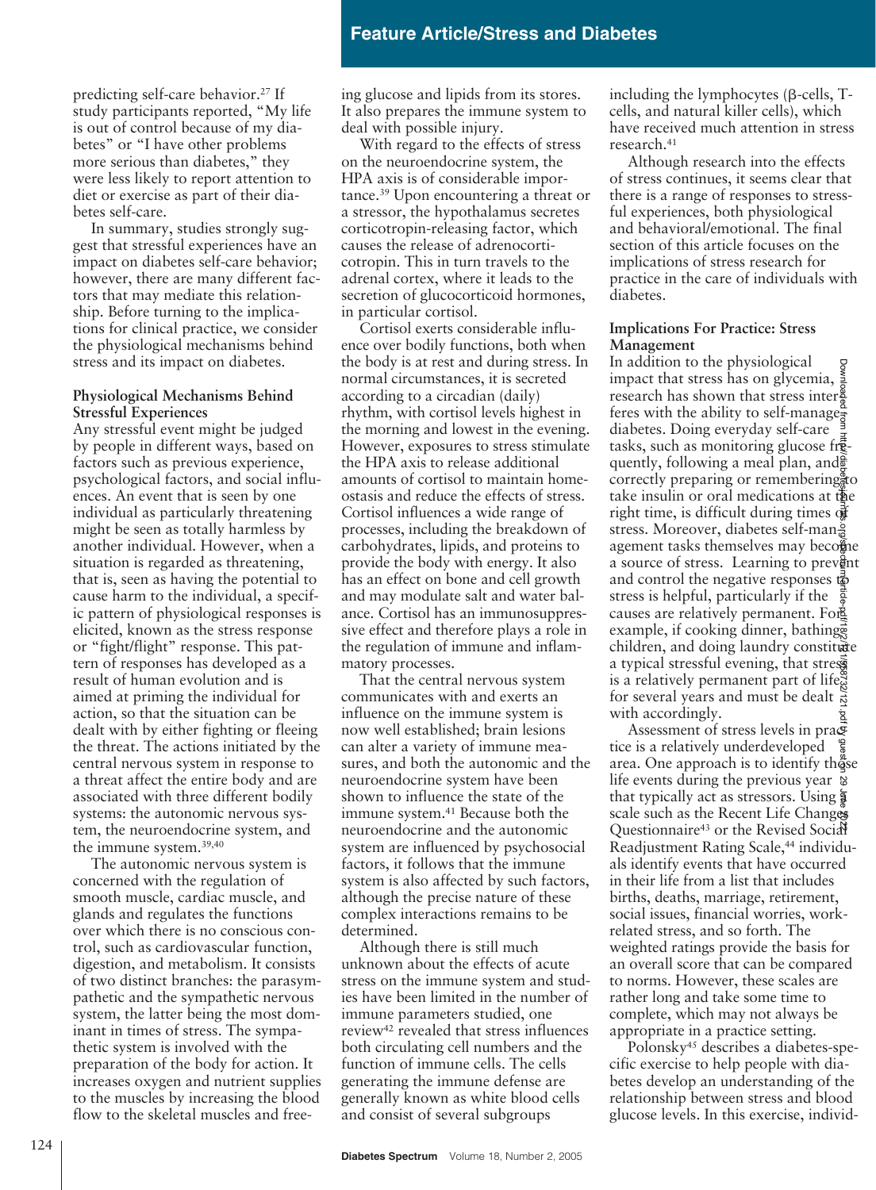predicting self-care behavior.[27] If study participants reported, "My life is out of control because of my diabetes" or "I have other problems more serious than diabetes," they were less likely to report attention to diet or exercise as part of their diabetes self-care.

In summary, studies strongly suggest that stressful experiences have an impact on diabetes self-care behavior; however, there are many different factors that may mediate this relationship. Before turning to the implications for clinical practice, we consider the physiological mechanisms behind stress and its impact on diabetes.

### Physiological Mechanisms Behind Stressful Experiences

Any stressful event might be judged by people in different ways, based on factors such as previous experience, psychological factors, and social influences. An event that is seen by one individual as particularly threatening might be seen as totally harmless by another individual. However, when a situation is regarded as threatening, that is, seen as having the potential to cause harm to the individual, a specific pattern of physiological responses is elicited, known as the stress response or "fight/flight" response. This pattern of responses has developed as a result of human evolution and is aimed at priming the individual for action, so that the situation can be dealt with by either fighting or fleeing the threat. The actions initiated by the central nervous system in response to a threat affect the entire body and are associated with three different bodily systems: the autonomic nervous system, the neuroendocrine system, and the immune system.[39,40]

The autonomic nervous system is concerned with the regulation of smooth muscle, cardiac muscle, and glands and regulates the functions over which there is no conscious control, such as cardiovascular function, digestion, and metabolism. It consists of two distinct branches: the parasympathetic and the sympathetic nervous system, the latter being the most dominant in times of stress. The sympathetic system is involved with the preparation of the body for action. It increases oxygen and nutrient supplies to the muscles by increasing the blood flow to the skeletal muscles and freeing glucose and lipids from its stores. It also prepares the immune system to deal with possible injury.

With regard to the effects of stress on the neuroendocrine system, the HPA axis is of considerable importance.[39] Upon encountering a threat or a stressor, the hypothalamus secretes corticotropin-releasing factor, which causes the release of adrenocorticotropin. This in turn travels to the adrenal cortex, where it leads to the secretion of glucocorticoid hormones, in particular cortisol.

Cortisol exerts considerable influence over bodily functions, both when the body is at rest and during stress. In normal circumstances, it is secreted according to a circadian (daily) rhythm, with cortisol levels highest in the morning and lowest in the evening. However, exposures to stress stimulate the HPA axis to release additional amounts of cortisol to maintain homeostasis and reduce the effects of stress. Cortisol influences a wide range of processes, including the breakdown of carbohydrates, lipids, and proteins to provide the body with energy. It also has an effect on bone and cell growth and may modulate salt and water balance. Cortisol has an immunosuppressive effect and therefore plays a role in the regulation of immune and inflammatory processes.

That the central nervous system communicates with and exerts an influence on the immune system is now well established; brain lesions can alter a variety of immune measures, and both the autonomic and the neuroendocrine system have been shown to influence the state of the immune system.[41] Because both the neuroendocrine and the autonomic system are influenced by psychosocial factors, it follows that the immune system is also affected by such factors, although the precise nature of these complex interactions remains to be determined.

Although there is still much unknown about the effects of acute stress on the immune system and studies have been limited in the number of immune parameters studied, one review[42] revealed that stress influences both circulating cell numbers and the function of immune cells. The cells generating the immune defense are generally known as white blood cells and consist of several subgroups including the lymphocytes (β-cells, T-cells, and natural killer cells), which have received much attention in stress research.[41]

Although research into the effects of stress continues, it seems clear that there is a range of responses to stressful experiences, both physiological and behavioral/emotional. The final section of this article focuses on the implications of stress research for practice in the care of individuals with diabetes.

### Implications For Practice: Stress Management

In addition to the physiological impact that stress has on glycemia, research has shown that stress interferes with the ability to self-manage diabetes. Doing everyday self-care tasks, such as monitoring glucose frequently, following a meal plan, and correctly preparing or remembering to take insulin or oral medications at the right time, is difficult during times of stress. Moreover, diabetes self-management tasks themselves may become a source of stress. Learning to prevent and control the negative responses to stress is helpful, particularly if the causes are relatively permanent. For example, if cooking dinner, bathing children, and doing laundry constitute a typical stressful evening, that stress is a relatively permanent part of life for several years and must be dealt with accordingly.

Assessment of stress levels in practice is a relatively underdeveloped area. One approach is to identify those life events during the previous year that typically act as stressors. Using a scale such as the Recent Life Changes Questionnaire[43] or the Revised Social Readjustment Rating Scale,[44] individuals identify events that have occurred in their life from a list that includes births, deaths, marriage, retirement, social issues, financial worries, work-related stress, and so forth. The weighted ratings provide the basis for an overall score that can be compared to norms. However, these scales are rather long and take some time to complete, which may not always be appropriate in a practice setting.

Polonsky[45] describes a diabetes-specific exercise to help people with diabetes develop an understanding of the relationship between stress and blood glucose levels. In this exercise, individ-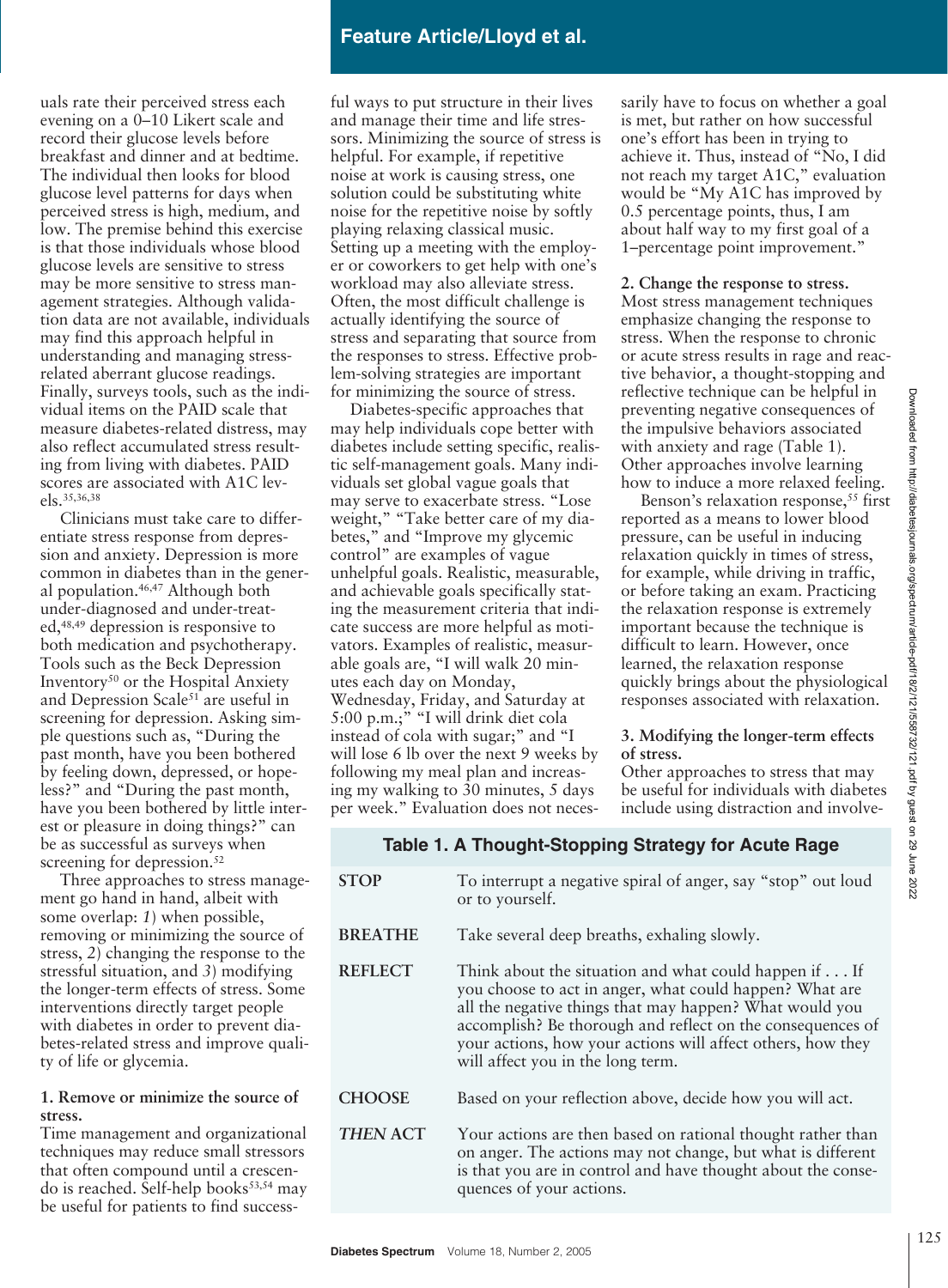uals rate their perceived stress each evening on a 0–10 Likert scale and record their glucose levels before breakfast and dinner and at bedtime. The individual then looks for blood glucose level patterns for days when perceived stress is high, medium, and low. The premise behind this exercise is that those individuals whose blood glucose levels are sensitive to stress may be more sensitive to stress management strategies. Although validation data are not available, individuals may find this approach helpful in understanding and managing stress-related aberrant glucose readings. Finally, surveys tools, such as the individual items on the PAID scale that measure diabetes-related distress, may also reflect accumulated stress resulting from living with diabetes. PAID scores are associated with A1C levels.[35,36,38]

Clinicians must take care to differentiate stress response from depression and anxiety. Depression is more common in diabetes than in the general population.[46,47] Although both under-diagnosed and under-treated,[48,49] depression is responsive to both medication and psychotherapy. Tools such as the Beck Depression Inventory[50] or the Hospital Anxiety and Depression Scale[51] are useful in screening for depression. Asking simple questions such as, "During the past month, have you been bothered by feeling down, depressed, or hopeless?" and "During the past month, have you been bothered by little interest or pleasure in doing things?" can be as successful as surveys when screening for depression.[52]

Three approaches to stress management go hand in hand, albeit with some overlap: *1*) when possible, removing or minimizing the source of stress, *2*) changing the response to the stressful situation, and *3*) modifying the longer-term effects of stress. Some interventions directly target people with diabetes in order to prevent diabetes-related stress and improve quality of life or glycemia.

**1. Remove or minimize the source of stress.**
Time management and organizational techniques may reduce small stressors that often compound until a crescendo is reached. Self-help books[53,54] may be useful for patients to find successful ways to put structure in their lives and manage their time and life stressors. Minimizing the source of stress is helpful. For example, if repetitive noise at work is causing stress, one solution could be substituting white noise for the repetitive noise by softly playing relaxing classical music. Setting up a meeting with the employer or coworkers to get help with one's workload may also alleviate stress. Often, the most difficult challenge is actually identifying the source of stress and separating that source from the responses to stress. Effective problem-solving strategies are important for minimizing the source of stress.

Diabetes-specific approaches that may help individuals cope better with diabetes include setting specific, realistic self-management goals. Many individuals set global vague goals that may serve to exacerbate stress. "Lose weight," "Take better care of my diabetes," and "Improve my glycemic control" are examples of vague unhelpful goals. Realistic, measurable, and achievable goals specifically stating the measurement criteria that indicate success are more helpful as motivators. Examples of realistic, measurable goals are, "I will walk 20 minutes each day on Monday, Wednesday, Friday, and Saturday at 5:00 p.m.;" "I will drink diet cola instead of cola with sugar;" and "I will lose 6 lb over the next 9 weeks by following my meal plan and increasing my walking to 30 minutes, 5 days per week." Evaluation does not necessarily have to focus on whether a goal is met, but rather on how successful one's effort has been in trying to achieve it. Thus, instead of "No, I did not reach my target A1C," evaluation would be "My A1C has improved by 0.5 percentage points, thus, I am about half way to my first goal of a 1–percentage point improvement."

**2. Change the response to stress.**
Most stress management techniques emphasize changing the response to stress. When the response to chronic or acute stress results in rage and reactive behavior, a thought-stopping and reflective technique can be helpful in preventing negative consequences of the impulsive behaviors associated with anxiety and rage (Table 1). Other approaches involve learning how to induce a more relaxed feeling.

Benson's relaxation response,[55] first reported as a means to lower blood pressure, can be useful in inducing relaxation quickly in times of stress, for example, while driving in traffic, or before taking an exam. Practicing the relaxation response is extremely important because the technique is difficult to learn. However, once learned, the relaxation response quickly brings about the physiological responses associated with relaxation.

**3. Modifying the longer-term effects of stress.**
Other approaches to stress that may be useful for individuals with diabetes include using distraction and involve-

**Table 1. A Thought-Stopping Strategy for Acute Rage**

| | |
|---|---|
| **STOP** | To interrupt a negative spiral of anger, say "stop" out loud or to yourself. |
| **BREATHE** | Take several deep breaths, exhaling slowly. |
| **REFLECT** | Think about the situation and what could happen if . . . If you choose to act in anger, what could happen? What are all the negative things that may happen? What would you accomplish? Be thorough and reflect on the consequences of your actions, how your actions will affect others, how they will affect you in the long term. |
| **CHOOSE** | Based on your reflection above, decide how you will act. |
| ***THEN* ACT** | Your actions are then based on rational thought rather than on anger. The actions may not change, but what is different is that you are in control and have thought about the consequences of your actions. |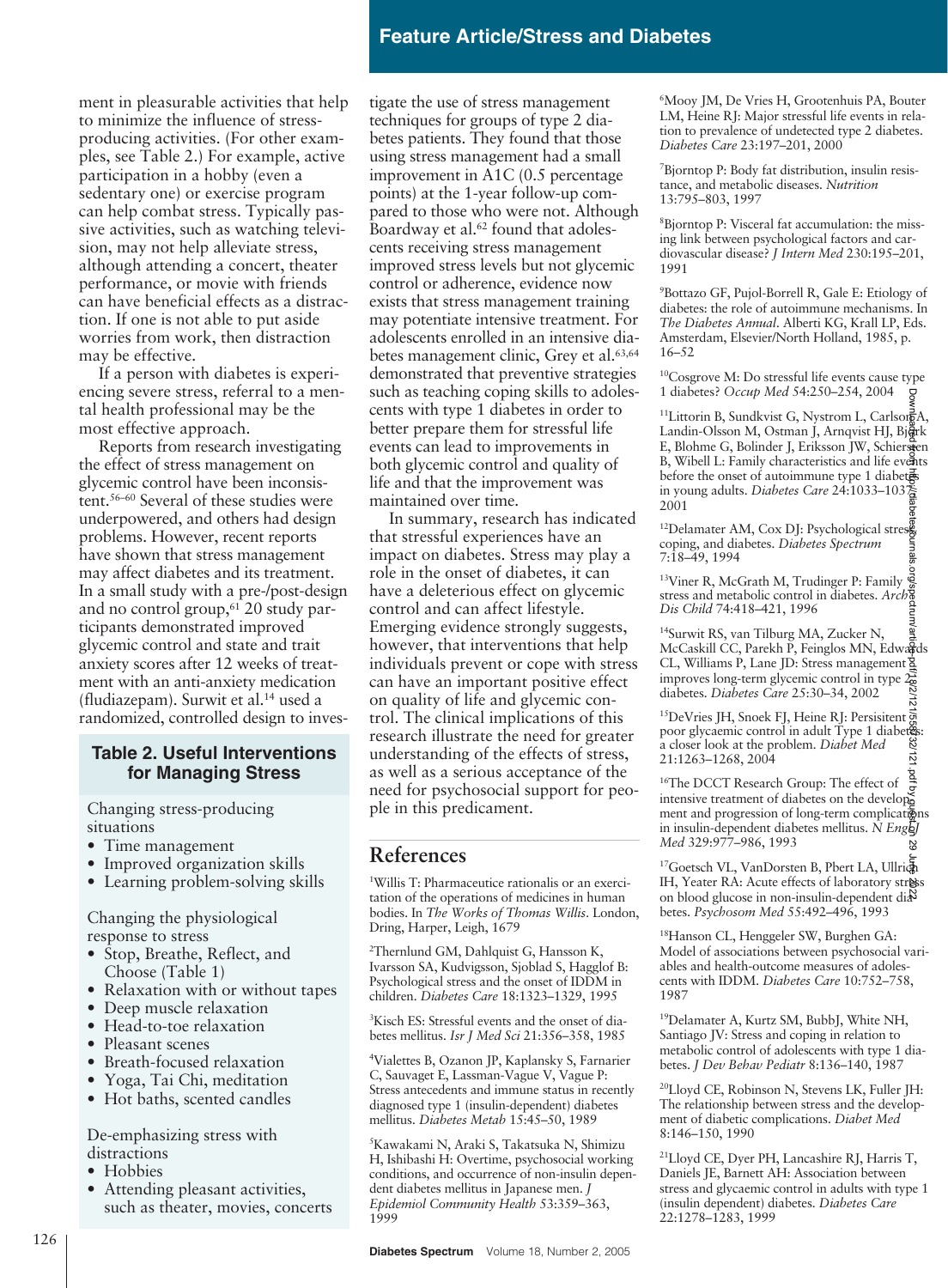ment in pleasurable activities that help to minimize the influence of stress-producing activities. (For other examples, see Table 2.) For example, active participation in a hobby (even a sedentary one) or exercise program can help combat stress. Typically passive activities, such as watching television, may not help alleviate stress, although attending a concert, theater performance, or movie with friends can have beneficial effects as a distraction. If one is not able to put aside worries from work, then distraction may be effective.

If a person with diabetes is experiencing severe stress, referral to a mental health professional may be the most effective approach.

Reports from research investigating the effect of stress management on glycemic control have been inconsistent.[56–60] Several of these studies were underpowered, and others had design problems. However, recent reports have shown that stress management may affect diabetes and its treatment. In a small study with a pre-/post-design and no control group,[61] 20 study participants demonstrated improved glycemic control and state and trait anxiety scores after 12 weeks of treatment with an anti-anxiety medication (fludiazepam). Surwit et al.[14] used a randomized, controlled design to investigate the use of stress management techniques for groups of type 2 diabetes patients. They found that those using stress management had a small improvement in A1C (0.5 percentage points) at the 1-year follow-up compared to those who were not. Although Boardway et al.[62] found that adolescents receiving stress management improved stress levels but not glycemic control or adherence, evidence now exists that stress management training may potentiate intensive treatment. For adolescents enrolled in an intensive diabetes management clinic, Grey et al.[63,64] demonstrated that preventive strategies such as teaching coping skills to adolescents with type 1 diabetes in order to better prepare them for stressful life events can lead to improvements in both glycemic control and quality of life and that the improvement was maintained over time.

In summary, research has indicated that stressful experiences have an impact on diabetes. Stress may play a role in the onset of diabetes, it can have a deleterious effect on glycemic control and can affect lifestyle. Emerging evidence strongly suggests, however, that interventions that help individuals prevent or cope with stress can have an important positive effect on quality of life and glycemic control. The clinical implications of this research illustrate the need for greater understanding of the effects of stress, as well as a serious acceptance of the need for psychosocial support for people in this predicament.

### Table 2. Useful Interventions for Managing Stress

Changing stress-producing situations
- Time management
- Improved organization skills
- Learning problem-solving skills

Changing the physiological response to stress
- Stop, Breathe, Reflect, and Choose (Table 1)
- Relaxation with or without tapes
- Deep muscle relaxation
- Head-to-toe relaxation
- Pleasant scenes
- Breath-focused relaxation
- Yoga, Tai Chi, meditation
- Hot baths, scented candles

De-emphasizing stress with distractions
- Hobbies
- Attending pleasant activities, such as theater, movies, concerts

## References

[1]Willis T: Pharmaceutice rationalis or an exercitation of the operations of medicines in human bodies. In *The Works of Thomas Willis*. London, Dring, Harper, Leigh, 1679

[2]Thernlund GM, Dahlquist G, Hansson K, Ivarsson SA, Kudvigsson, Sjoblad S, Hagglof B: Psychological stress and the onset of IDDM in children. *Diabetes Care* 18:1323–1329, 1995

[3]Kisch ES: Stressful events and the onset of diabetes mellitus. *Isr J Med Sci* 21:356–358, 1985

[4]Vialettes B, Ozanon JP, Kaplansky S, Farnarier C, Sauvaget E, Lassman-Vague V, Vague P: Stress antecedents and immune status in recently diagnosed type 1 (insulin-dependent) diabetes mellitus. *Diabetes Metab* 15:45–50, 1989

[5]Kawakami N, Araki S, Takatsuka N, Shimizu H, Ishibashi H: Overtime, psychosocial working conditions, and occurrence of non-insulin dependent diabetes mellitus in Japanese men. *J Epidemiol Community Health* 53:359–363, 1999

[6]Mooy JM, De Vries H, Grootenhuis PA, Bouter LM, Heine RJ: Major stressful life events in relation to prevalence of undetected type 2 diabetes. *Diabetes Care* 23:197–201, 2000

[7]Bjorntop P: Body fat distribution, insulin resistance, and metabolic diseases. *Nutrition* 13:795–803, 1997

[8]Bjorntop P: Visceral fat accumulation: the missing link between psychological factors and cardiovascular disease? *J Intern Med* 230:195–201, 1991

[9]Bottazo GF, Pujol-Borrell R, Gale E: Etiology of diabetes: the role of autoimmune mechanisms. In *The Diabetes Annual*. Alberti KG, Krall LP, Eds. Amsterdam, Elsevier/North Holland, 1985, p. 16–52

[10]Cosgrove M: Do stressful life events cause type 1 diabetes? *Occup Med* 54:250–254, 2004

[11]Littorin B, Sundkvist G, Nystrom L, Carlson A, Landin-Olsson M, Ostman J, Arnqvist HJ, Bjork E, Blohme G, Bolinder J, Eriksson JW, Schiersten B, Wibell L: Family characteristics and life events before the onset of autoimmune type 1 diabetes in young adults. *Diabetes Care* 24:1033–1037, 2001

[12]Delamater AM, Cox DJ: Psychological stress, coping, and diabetes. *Diabetes Spectrum* 7:18–49, 1994

[13]Viner R, McGrath M, Trudinger P: Family stress and metabolic control in diabetes. *Arch Dis Child* 74:418–421, 1996

[14]Surwit RS, van Tilburg MA, Zucker N, McCaskill CC, Parekh P, Feinglos MN, Edwards CL, Williams P, Lane JD: Stress management improves long-term glycemic control in type 2 diabetes. *Diabetes Care* 25:30–34, 2002

[15]DeVries JH, Snoek FJ, Heine RJ: Persistent poor glycaemic control in adult Type 1 diabetes: a closer look at the problem. *Diabet Med* 21:1263–1268, 2004

[16]The DCCT Research Group: The effect of intensive treatment of diabetes on the development and progression of long-term complications in insulin-dependent diabetes mellitus. *N Engl J Med* 329:977–986, 1993

[17]Goetsch VL, VanDorsten B, Pbert LA, Ullrich IH, Yeater RA: Acute effects of laboratory stress on blood glucose in non-insulin-dependent diabetes. *Psychosom Med* 55:492–496, 1993

[18]Hanson CL, Henggeler SW, Burghen GA: Model of associations between psychosocial variables and health-outcome measures of adolescents with IDDM. *Diabetes Care* 10:752–758, 1987

[19]Delamater A, Kurtz SM, BubbJ, White NH, Santiago JV: Stress and coping in relation to metabolic control of adolescents with type 1 diabetes. *J Dev Behav Pediatr* 8:136–140, 1987

[20]Lloyd CE, Robinson N, Stevens LK, Fuller JH: The relationship between stress and the development of diabetic complications. *Diabet Med* 8:146–150, 1990

[21]Lloyd CE, Dyer PH, Lancashire RJ, Harris T, Daniels JE, Barnett AH: Association between stress and glycaemic control in adults with type 1 (insulin dependent) diabetes. *Diabetes Care* 22:1278–1283, 1999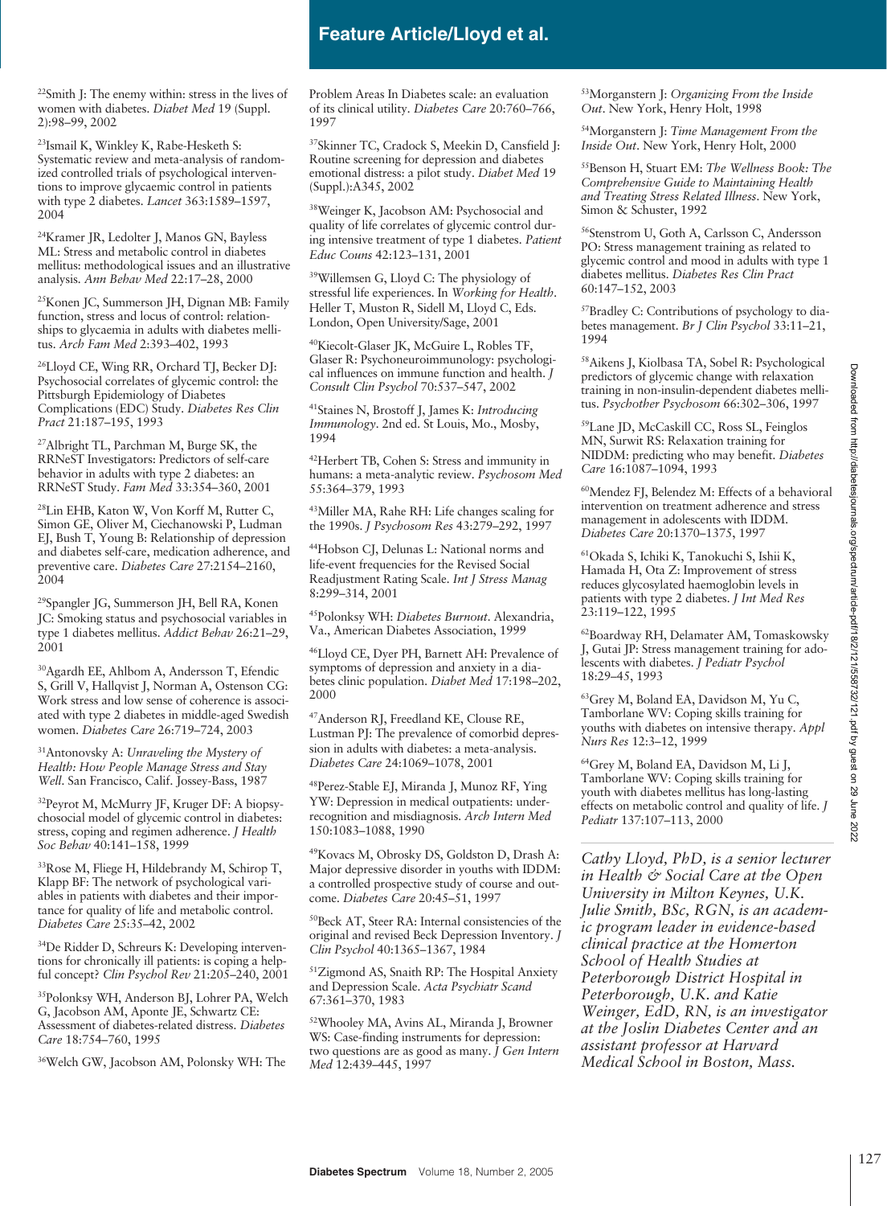[22]Smith J: The enemy within: stress in the lives of women with diabetes. *Diabet Med* 19 (Suppl. 2):98–99, 2002

[23]Ismail K, Winkley K, Rabe-Hesketh S: Systematic review and meta-analysis of randomized controlled trials of psychological interventions to improve glycaemic control in patients with type 2 diabetes. *Lancet* 363:1589–1597, 2004

[24]Kramer JR, Ledolter J, Manos GN, Bayless ML: Stress and metabolic control in diabetes mellitus: methodological issues and an illustrative analysis. *Ann Behav Med* 22:17–28, 2000

[25]Konen JC, Summerson JH, Dignan MB: Family function, stress and locus of control: relationships to glycaemia in adults with diabetes mellitus. *Arch Fam Med* 2:393–402, 1993

[26]Lloyd CE, Wing RR, Orchard TJ, Becker DJ: Psychosocial correlates of glycemic control: the Pittsburgh Epidemiology of Diabetes Complications (EDC) Study. *Diabetes Res Clin Pract* 21:187–195, 1993

[27]Albright TL, Parchman M, Burge SK, the RRNeST Investigators: Predictors of self-care behavior in adults with type 2 diabetes: an RRNeST Study. *Fam Med* 33:354–360, 2001

[28]Lin EHB, Katon W, Von Korff M, Rutter C, Simon GE, Oliver M, Ciechanowski P, Ludman EJ, Bush T, Young B: Relationship of depression and diabetes self-care, medication adherence, and preventive care. *Diabetes Care* 27:2154–2160, 2004

[29]Spangler JG, Summerson JH, Bell RA, Konen JC: Smoking status and psychosocial variables in type 1 diabetes mellitus. *Addict Behav* 26:21–29, 2001

[30]Agardh EE, Ahlbom A, Andersson T, Efendic S, Grill V, Hallqvist J, Norman A, Ostenson CG: Work stress and low sense of coherence is associated with type 2 diabetes in middle-aged Swedish women. *Diabetes Care* 26:719–724, 2003

[31]Antonovsky A: *Unraveling the Mystery of Health: How People Manage Stress and Stay Well*. San Francisco, Calif. Jossey-Bass, 1987

[32]Peyrot M, McMurry JF, Kruger DF: A biopsychosocial model of glycemic control in diabetes: stress, coping and regimen adherence. *J Health Soc Behav* 40:141–158, 1999

[33]Rose M, Fliege H, Hildebrandy M, Schirop T, Klapp BF: The network of psychological variables in patients with diabetes and their importance for quality of life and metabolic control. *Diabetes Care* 25:35–42, 2002

[34]De Ridder D, Schreurs K: Developing interventions for chronically ill patients: is coping a helpful concept? *Clin Psychol Rev* 21:205–240, 2001

[35]Polonksy WH, Anderson BJ, Lohrer PA, Welch G, Jacobson AM, Aponte JE, Schwartz CE: Assessment of diabetes-related distress. *Diabetes Care* 18:754–760, 1995

[36]Welch GW, Jacobson AM, Polonsky WH: The Problem Areas In Diabetes scale: an evaluation of its clinical utility. *Diabetes Care* 20:760–766, 1997

[37]Skinner TC, Cradock S, Meekin D, Cansfield J: Routine screening for depression and diabetes emotional distress: a pilot study. *Diabet Med* 19 (Suppl.):A345, 2002

[38]Weinger K, Jacobson AM: Psychosocial and quality of life correlates of glycemic control during intensive treatment of type 1 diabetes. *Patient Educ Couns* 42:123–131, 2001

[39]Willemsen G, Lloyd C: The physiology of stressful life experiences. In *Working for Health*. Heller T, Muston R, Sidell M, Lloyd C, Eds. London, Open University/Sage, 2001

[40]Kiecolt-Glaser JK, McGuire L, Robles TF, Glaser R: Psychoneuroimmunology: psychological influences on immune function and health. *J Consult Clin Psychol* 70:537–547, 2002

[41]Staines N, Brostoff J, James K: *Introducing Immunology*. 2nd ed. St Louis, Mo., Mosby, 1994

[42]Herbert TB, Cohen S: Stress and immunity in humans: a meta-analytic review. *Psychosom Med* 55:364–379, 1993

[43]Miller MA, Rahe RH: Life changes scaling for the 1990s. *J Psychosom Res* 43:279–292, 1997

[44]Hobson CJ, Delunas L: National norms and life-event frequencies for the Revised Social Readjustment Rating Scale. *Int J Stress Manag* 8:299–314, 2001

[45]Polonksy WH: *Diabetes Burnout*. Alexandria, Va., American Diabetes Association, 1999

[46]Lloyd CE, Dyer PH, Barnett AH: Prevalence of symptoms of depression and anxiety in a diabetes clinic population. *Diabet Med* 17:198–202, 2000

[47]Anderson RJ, Freedland KE, Clouse RE, Lustman PJ: The prevalence of comorbid depression in adults with diabetes: a meta-analysis. *Diabetes Care* 24:1069–1078, 2001

[48]Perez-Stable EJ, Miranda J, Munoz RF, Ying YW: Depression in medical outpatients: underrecognition and misdiagnosis. *Arch Intern Med* 150:1083–1088, 1990

[49]Kovacs M, Obrosky DS, Goldston D, Drash A: Major depressive disorder in youths with IDDM: a controlled prospective study of course and outcome. *Diabetes Care* 20:45–51, 1997

[50]Beck AT, Steer RA: Internal consistencies of the original and revised Beck Depression Inventory. *J Clin Psychol* 40:1365–1367, 1984

[51]Zigmond AS, Snaith RP: The Hospital Anxiety and Depression Scale. *Acta Psychiatr Scand* 67:361–370, 1983

[52]Whooley MA, Avins AL, Miranda J, Browner WS: Case-finding instruments for depression: two questions are as good as many. *J Gen Intern Med* 12:439–445, 1997

[53]Morganstern J: *Organizing From the Inside Out*. New York, Henry Holt, 1998

[54]Morganstern J: *Time Management From the Inside Out*. New York, Henry Holt, 2000

[55]Benson H, Stuart EM: *The Wellness Book: The Comprehensive Guide to Maintaining Health and Treating Stress Related Illness*. New York, Simon & Schuster, 1992

[56]Stenstrom U, Goth A, Carlsson C, Andersson PO: Stress management training as related to glycemic control and mood in adults with type 1 diabetes mellitus. *Diabetes Res Clin Pract* 60:147–152, 2003

[57]Bradley C: Contributions of psychology to diabetes management. *Br J Clin Psychol* 33:11–21, 1994

[58]Aikens J, Kiolbasa TA, Sobel R: Psychological predictors of glycemic change with relaxation training in non-insulin-dependent diabetes mellitus. *Psychother Psychosom* 66:302–306, 1997

[59]Lane JD, McCaskill CC, Ross SL, Feinglos MN, Surwit RS: Relaxation training for NIDDM: predicting who may benefit. *Diabetes Care* 16:1087–1094, 1993

[60]Mendez FJ, Belendez M: Effects of a behavioral intervention on treatment adherence and stress management in adolescents with IDDM. *Diabetes Care* 20:1370–1375, 1997

[61]Okada S, Ichiki K, Tanokuchi S, Ishii K, Hamada H, Ota Z: Improvement of stress reduces glycosylated haemoglobin levels in patients with type 2 diabetes. *J Int Med Res* 23:119–122, 1995

[62]Boardway RH, Delamater AM, Tomaskowsky J, Gutai JP: Stress management training for adolescents with diabetes. *J Pediatr Psychol* 18:29–45, 1993

[63]Grey M, Boland EA, Davidson M, Yu C, Tamborlane WV: Coping skills training for youths with diabetes on intensive therapy. *Appl Nurs Res* 12:3–12, 1999

[64]Grey M, Boland EA, Davidson M, Li J, Tamborlane WV: Coping skills training for youth with diabetes mellitus has long-lasting effects on metabolic control and quality of life. *J Pediatr* 137:107–113, 2000

---

*Cathy Lloyd, PhD, is a senior lecturer in Health & Social Care at the Open University in Milton Keynes, U.K. Julie Smith, BSc, RGN, is an academic program leader in evidence-based clinical practice at the Homerton School of Health Studies at Peterborough District Hospital in Peterborough, U.K. and Katie Weinger, EdD, RN, is an investigator at the Joslin Diabetes Center and an assistant professor at Harvard Medical School in Boston, Mass.*